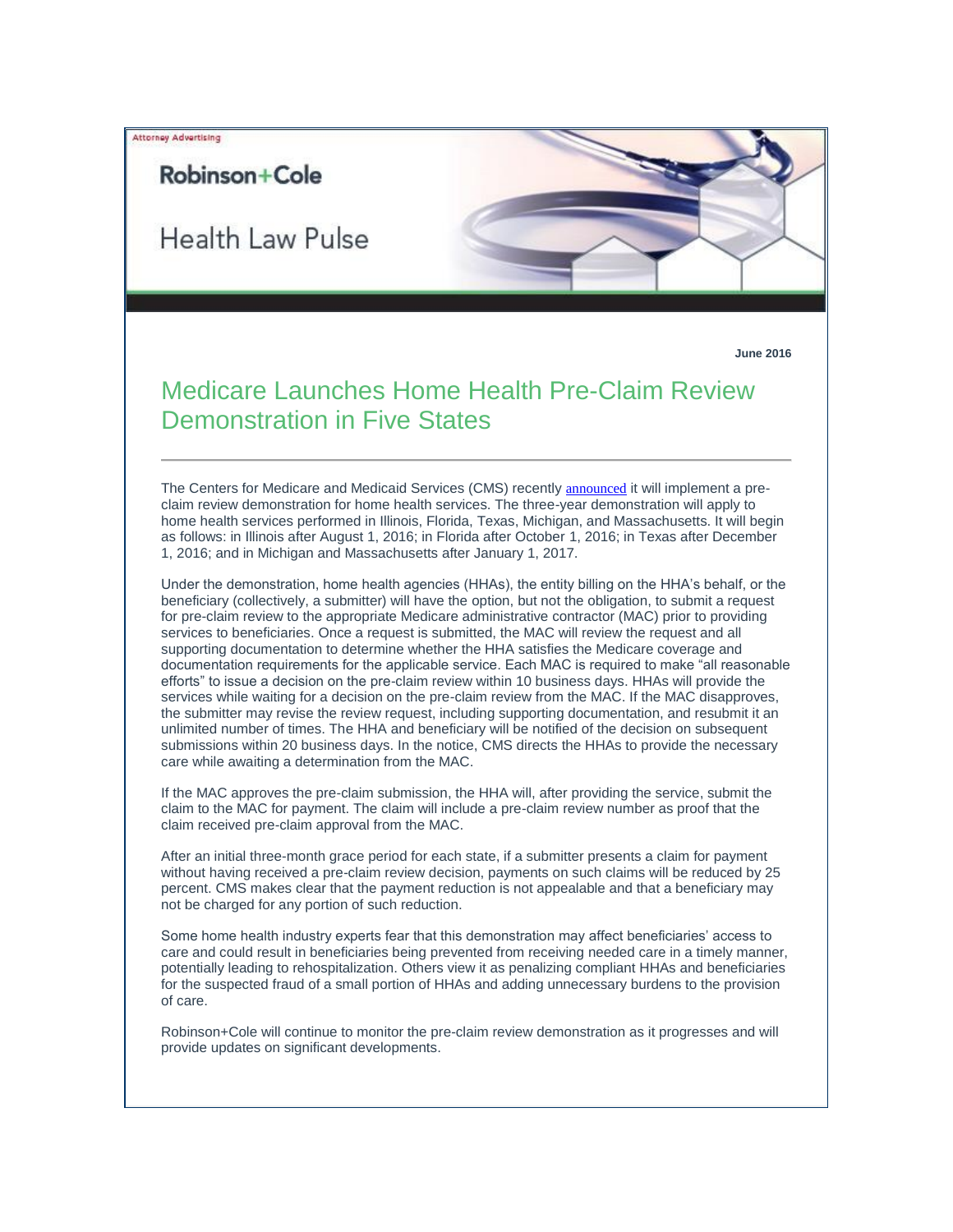Attorney Advertising

Robinson+Cole

Health Law Pulse

**June 2016**

# Medicare Launches Home Health Pre-Claim Review Demonstration in Five States

---

The Centers for Medicare and Medicaid Services (CMS) recently announced it will implement a pre-claim review demonstration for home health services. The three-year demonstration will apply to home health services performed in Illinois, Florida, Texas, Michigan, and Massachusetts. It will begin as follows: in Illinois after August 1, 2016; in Florida after October 1, 2016; in Texas after December 1, 2016; and in Michigan and Massachusetts after January 1, 2017.

Under the demonstration, home health agencies (HHAs), the entity billing on the HHA's behalf, or the beneficiary (collectively, a submitter) will have the option, but not the obligation, to submit a request for pre-claim review to the appropriate Medicare administrative contractor (MAC) prior to providing services to beneficiaries. Once a request is submitted, the MAC will review the request and all supporting documentation to determine whether the HHA satisfies the Medicare coverage and documentation requirements for the applicable service. Each MAC is required to make "all reasonable efforts" to issue a decision on the pre-claim review within 10 business days. HHAs will provide the services while waiting for a decision on the pre-claim review from the MAC. If the MAC disapproves, the submitter may revise the review request, including supporting documentation, and resubmit it an unlimited number of times. The HHA and beneficiary will be notified of the decision on subsequent submissions within 20 business days. In the notice, CMS directs the HHAs to provide the necessary care while awaiting a determination from the MAC.

If the MAC approves the pre-claim submission, the HHA will, after providing the service, submit the claim to the MAC for payment. The claim will include a pre-claim review number as proof that the claim received pre-claim approval from the MAC.

After an initial three-month grace period for each state, if a submitter presents a claim for payment without having received a pre-claim review decision, payments on such claims will be reduced by 25 percent. CMS makes clear that the payment reduction is not appealable and that a beneficiary may not be charged for any portion of such reduction.

Some home health industry experts fear that this demonstration may affect beneficiaries' access to care and could result in beneficiaries being prevented from receiving needed care in a timely manner, potentially leading to rehospitalization. Others view it as penalizing compliant HHAs and beneficiaries for the suspected fraud of a small portion of HHAs and adding unnecessary burdens to the provision of care.

Robinson+Cole will continue to monitor the pre-claim review demonstration as it progresses and will provide updates on significant developments.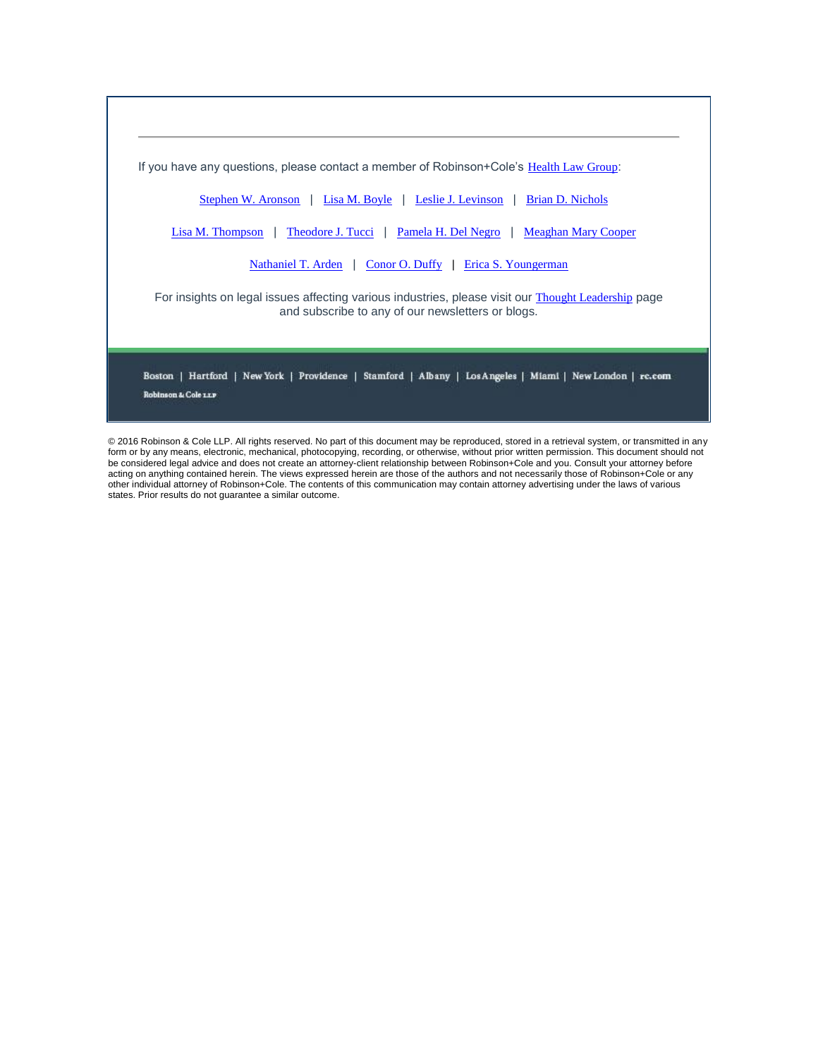---

If you have any questions, please contact a member of Robinson+Cole's Health Law Group:

Stephen W. Aronson | Lisa M. Boyle | Leslie J. Levinson | Brian D. Nichols

Lisa M. Thompson | Theodore J. Tucci | Pamela H. Del Negro | Meaghan Mary Cooper

Nathaniel T. Arden | Conor O. Duffy | Erica S. Youngerman

For insights on legal issues affecting various industries, please visit our Thought Leadership page and subscribe to any of our newsletters or blogs.

Boston | Hartford | New York | Providence | Stamford | Albany | Los Angeles | Miami | New London | rc.com

Robinson & Cole LLP

© 2016 Robinson & Cole LLP. All rights reserved. No part of this document may be reproduced, stored in a retrieval system, or transmitted in any form or by any means, electronic, mechanical, photocopying, recording, or otherwise, without prior written permission. This document should not be considered legal advice and does not create an attorney-client relationship between Robinson+Cole and you. Consult your attorney before acting on anything contained herein. The views expressed herein are those of the authors and not necessarily those of Robinson+Cole or any other individual attorney of Robinson+Cole. The contents of this communication may contain attorney advertising under the laws of various states. Prior results do not guarantee a similar outcome.